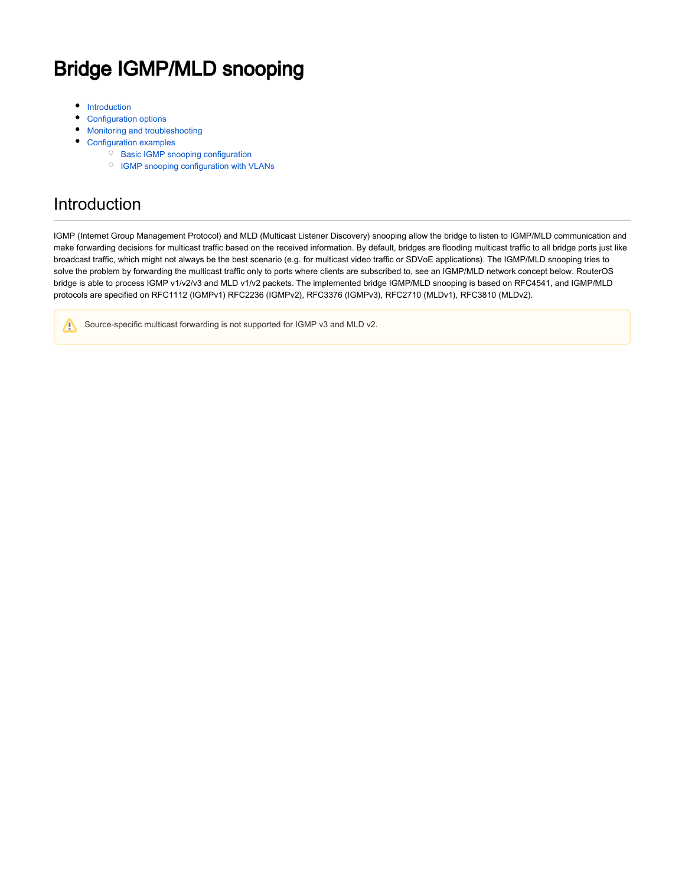# Bridge IGMP/MLD snooping

- Introduction
- Configuration options
- Monitoring and troubleshooting
- Configuration examples
  - Basic IGMP snooping configuration
  - IGMP snooping configuration with VLANs

## Introduction

IGMP (Internet Group Management Protocol) and MLD (Multicast Listener Discovery) snooping allow the bridge to listen to IGMP/MLD communication and make forwarding decisions for multicast traffic based on the received information. By default, bridges are flooding multicast traffic to all bridge ports just like broadcast traffic, which might not always be the best scenario (e.g. for multicast video traffic or SDVoE applications). The IGMP/MLD snooping tries to solve the problem by forwarding the multicast traffic only to ports where clients are subscribed to, see an IGMP/MLD network concept below. RouterOS bridge is able to process IGMP v1/v2/v3 and MLD v1/v2 packets. The implemented bridge IGMP/MLD snooping is based on RFC4541, and IGMP/MLD protocols are specified on RFC1112 (IGMPv1) RFC2236 (IGMPv2), RFC3376 (IGMPv3), RFC2710 (MLDv1), RFC3810 (MLDv2).

> Source-specific multicast forwarding is not supported for IGMP v3 and MLD v2.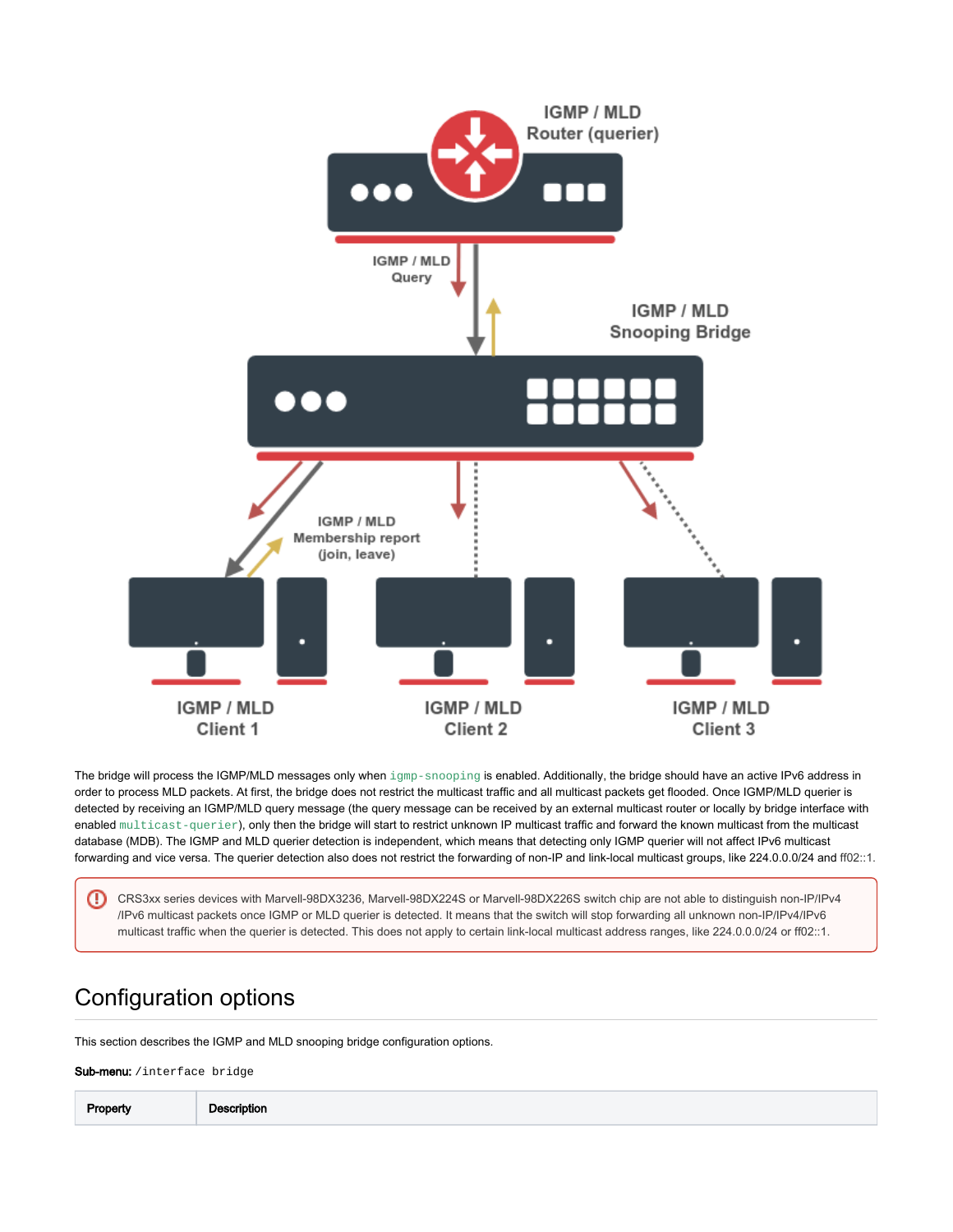The bridge will process the IGMP/MLD messages only when `igmp-snooping` is enabled. Additionally, the bridge should have an active IPv6 address in order to process MLD packets. At first, the bridge does not restrict the multicast traffic and all multicast packets get flooded. Once IGMP/MLD querier is detected by receiving an IGMP/MLD query message (the query message can be received by an external multicast router or locally by bridge interface with enabled `multicast-querier`), only then the bridge will start to restrict unknown IP multicast traffic and forward the known multicast from the multicast database (MDB). The IGMP and MLD querier detection is independent, which means that detecting only IGMP querier will not affect IPv6 multicast forwarding and vice versa. The querier detection also does not restrict the forwarding of non-IP and link-local multicast groups, like 224.0.0.0/24 and ff02::1.

> CRS3xx series devices with Marvell-98DX3236, Marvell-98DX224S or Marvell-98DX226S switch chip are not able to distinguish non-IP/IPv4/IPv6 multicast packets once IGMP or MLD querier is detected. It means that the switch will stop forwarding all unknown non-IP/IPv4/IPv6 multicast traffic when the querier is detected. This does not apply to certain link-local multicast address ranges, like 224.0.0.0/24 or ff02::1.

## Configuration options

This section describes the IGMP and MLD snooping bridge configuration options.

**Sub-menu:** `/interface bridge`

| Property | Description |
|---|---|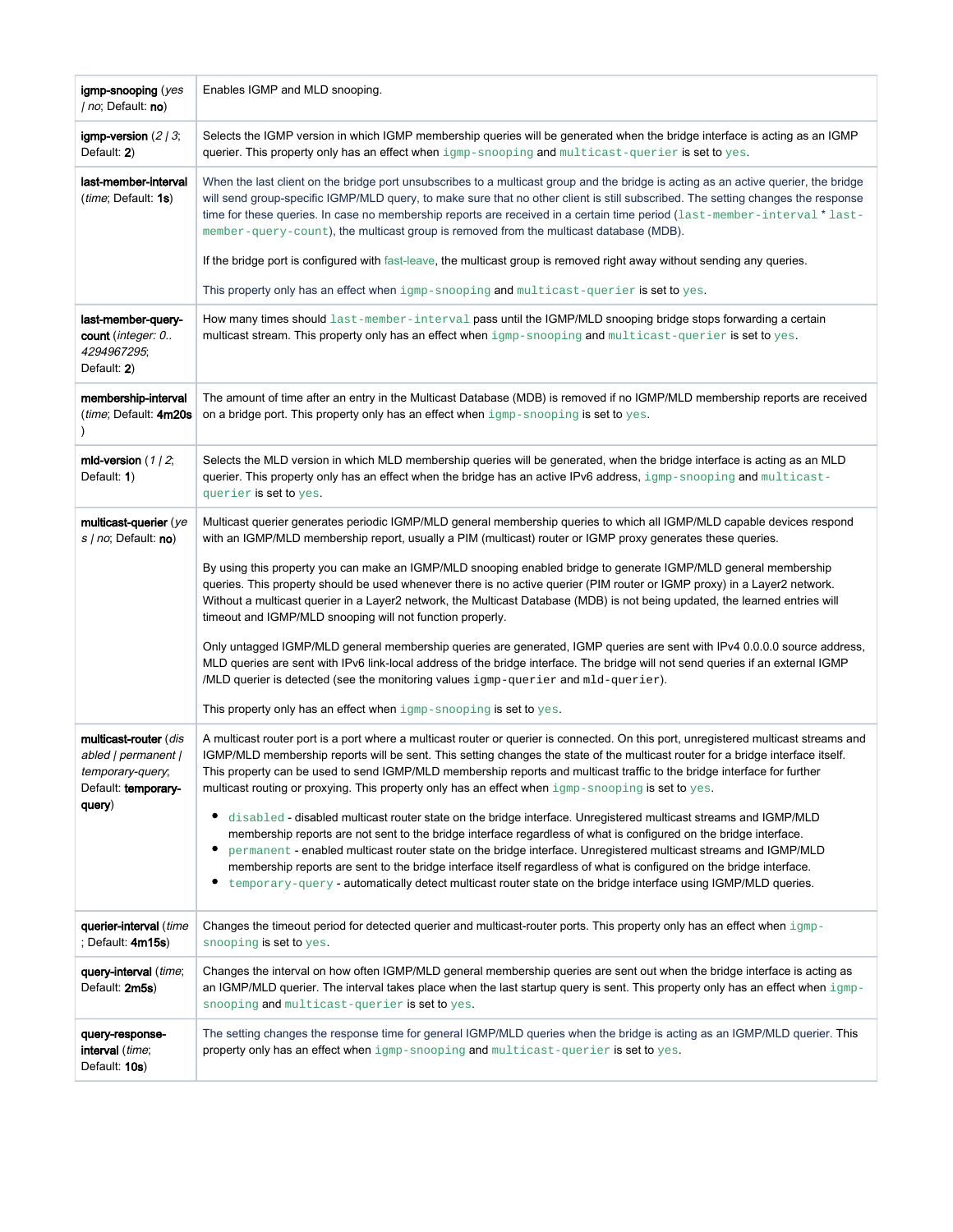| | |
|---|---|
| **igmp-snooping** (*yes \| no*; Default: **no**) | Enables IGMP and MLD snooping. |
| **igmp-version** (*2 \| 3*; Default: **2**) | Selects the IGMP version in which IGMP membership queries will be generated when the bridge interface is acting as an IGMP querier. This property only has an effect when `igmp-snooping` and `multicast-querier` is set to `yes`. |
| **last-member-interval** (*time*; Default: **1s**) | When the last client on the bridge port unsubscribes to a multicast group and the bridge is acting as an active querier, the bridge will send group-specific IGMP/MLD query, to make sure that no other client is still subscribed. The setting changes the response time for these queries. In case no membership reports are received in a certain time period (`last-member-interval` * `last-member-query-count`), the multicast group is removed from the multicast database (MDB).<br><br>If the bridge port is configured with fast-leave, the multicast group is removed right away without sending any queries.<br><br>This property only has an effect when `igmp-snooping` and `multicast-querier` is set to `yes`. |
| **last-member-query-count** (*integer: 0..4294967295*; Default: **2**) | How many times should `last-member-interval` pass until the IGMP/MLD snooping bridge stops forwarding a certain multicast stream. This property only has an effect when `igmp-snooping` and `multicast-querier` is set to `yes`. |
| **membership-interval** (*time*; Default: **4m20s**) | The amount of time after an entry in the Multicast Database (MDB) is removed if no IGMP/MLD membership reports are received on a bridge port. This property only has an effect when `igmp-snooping` is set to `yes`. |
| **mld-version** (*1 \| 2*; Default: **1**) | Selects the MLD version in which MLD membership queries will be generated, when the bridge interface is acting as an MLD querier. This property only has an effect when the bridge has an active IPv6 address, `igmp-snooping` and `multicast-querier` is set to `yes`. |
| **multicast-querier** (*yes \| no*; Default: **no**) | Multicast querier generates periodic IGMP/MLD general membership queries to which all IGMP/MLD capable devices respond with an IGMP/MLD membership report, usually a PIM (multicast) router or IGMP proxy generates these queries.<br><br>By using this property you can make an IGMP/MLD snooping enabled bridge to generate IGMP/MLD general membership queries. This property should be used whenever there is no active querier (PIM router or IGMP proxy) in a Layer2 network. Without a multicast querier in a Layer2 network, the Multicast Database (MDB) is not being updated, the learned entries will timeout and IGMP/MLD snooping will not function properly.<br><br>Only untagged IGMP/MLD general membership queries are generated, IGMP queries are sent with IPv4 0.0.0.0 source address, MLD queries are sent with IPv6 link-local address of the bridge interface. The bridge will not send queries if an external IGMP/MLD querier is detected (see the monitoring values `igmp-querier` and `mld-querier`).<br><br>This property only has an effect when `igmp-snooping` is set to `yes`. |
| **multicast-router** (*disabled \| permanent \| temporary-query*; Default: **temporary-query**) | A multicast router port is a port where a multicast router or querier is connected. On this port, unregistered multicast streams and IGMP/MLD membership reports will be sent. This setting changes the state of the multicast router for a bridge interface itself. This property can be used to send IGMP/MLD membership reports and multicast traffic to the bridge interface for further multicast routing or proxying. This property only has an effect when `igmp-snooping` is set to `yes`.<br><br>• `disabled` - disabled multicast router state on the bridge interface. Unregistered multicast streams and IGMP/MLD membership reports are not sent to the bridge interface regardless of what is configured on the bridge interface.<br>• `permanent` - enabled multicast router state on the bridge interface. Unregistered multicast streams and IGMP/MLD membership reports are sent to the bridge interface itself regardless of what is configured on the bridge interface.<br>• `temporary-query` - automatically detect multicast router state on the bridge interface using IGMP/MLD queries. |
| **querier-interval** (*time*; Default: **4m15s**) | Changes the timeout period for detected querier and multicast-router ports. This property only has an effect when `igmp-snooping` is set to `yes`. |
| **query-interval** (*time*; Default: **2m5s**) | Changes the interval on how often IGMP/MLD general membership queries are sent out when the bridge interface is acting as an IGMP/MLD querier. The interval takes place when the last startup query is sent. This property only has an effect when `igmp-snooping` and `multicast-querier` is set to `yes`. |
| **query-response-interval** (*time*; Default: **10s**) | The setting changes the response time for general IGMP/MLD queries when the bridge is acting as an IGMP/MLD querier. This property only has an effect when `igmp-snooping` and `multicast-querier` is set to `yes`. |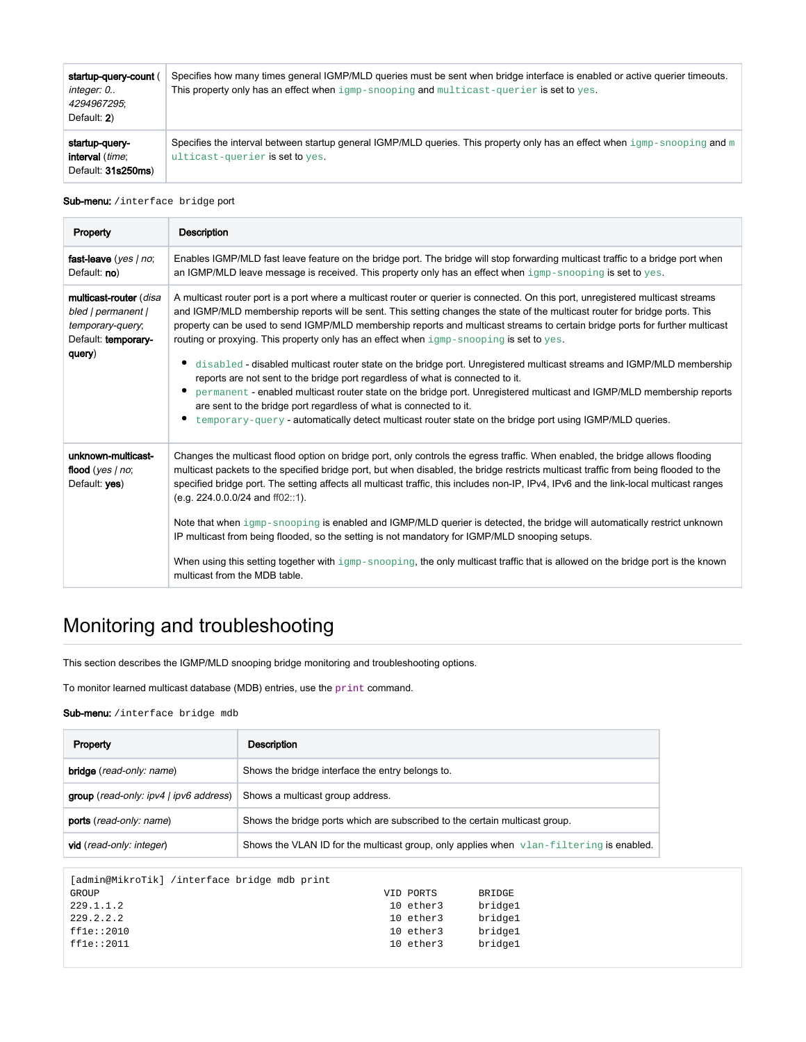| | |
|---|---|
| **startup-query-count** (*integer: 0..4294967295*; Default: **2**) | Specifies how many times general IGMP/MLD queries must be sent when bridge interface is enabled or active querier timeouts. This property only has an effect when `igmp-snooping` and `multicast-querier` is set to `yes`. |
| **startup-query-interval** (*time*; Default: **31s250ms**) | Specifies the interval between startup general IGMP/MLD queries. This property only has an effect when `igmp-snooping` and `multicast-querier` is set to `yes`. |

**Sub-menu:** `/interface bridge port`

| Property | Description |
|---|---|
| **fast-leave** (*yes \| no*; Default: **no**) | Enables IGMP/MLD fast leave feature on the bridge port. The bridge will stop forwarding multicast traffic to a bridge port when an IGMP/MLD leave message is received. This property only has an effect when `igmp-snooping` is set to `yes`. |
| **multicast-router** (*disabled \| permanent \| temporary-query*; Default: **temporary-query**) | A multicast router port is a port where a multicast router or querier is connected. On this port, unregistered multicast streams and IGMP/MLD membership reports will be sent. This setting changes the state of the multicast router for bridge ports. This property can be used to send IGMP/MLD membership reports and multicast streams to certain bridge ports for further multicast routing or proxying. This property only has an effect when `igmp-snooping` is set to `yes`. <br>• `disabled` - disabled multicast router state on the bridge port. Unregistered multicast streams and IGMP/MLD membership reports are not sent to the bridge port regardless of what is connected to it. <br>• `permanent` - enabled multicast router state on the bridge port. Unregistered multicast and IGMP/MLD membership reports are sent to the bridge port regardless of what is connected to it. <br>• `temporary-query` - automatically detect multicast router state on the bridge port using IGMP/MLD queries. |
| **unknown-multicast-flood** (*yes \| no*; Default: **yes**) | Changes the multicast flood option on bridge port, only controls the egress traffic. When enabled, the bridge allows flooding multicast packets to the specified bridge port, but when disabled, the bridge restricts multicast traffic from being flooded to the specified bridge port. The setting affects all multicast traffic, this includes non-IP, IPv4, IPv6 and the link-local multicast ranges (e.g. 224.0.0.0/24 and ff02::1). <br><br>Note that when `igmp-snooping` is enabled and IGMP/MLD querier is detected, the bridge will automatically restrict unknown IP multicast from being flooded, so the setting is not mandatory for IGMP/MLD snooping setups. <br><br>When using this setting together with `igmp-snooping`, the only multicast traffic that is allowed on the bridge port is the known multicast from the MDB table. |

# Monitoring and troubleshooting

This section describes the IGMP/MLD snooping bridge monitoring and troubleshooting options.

To monitor learned multicast database (MDB) entries, use the `print` command.

**Sub-menu:** `/interface bridge mdb`

| Property | Description |
|---|---|
| **bridge** (*read-only: name*) | Shows the bridge interface the entry belongs to. |
| **group** (*read-only: ipv4 \| ipv6 address*) | Shows a multicast group address. |
| **ports** (*read-only: name*) | Shows the bridge ports which are subscribed to the certain multicast group. |
| **vid** (*read-only: integer*) | Shows the VLAN ID for the multicast group, only applies when `vlan-filtering` is enabled. |

```
[admin@MikroTik] /interface bridge mdb print
GROUP                                                 VID PORTS       BRIDGE
229.1.1.2                                              10 ether3      bridge1
229.2.2.2                                              10 ether3      bridge1
ff1e::2010                                             10 ether3      bridge1
ff1e::2011                                             10 ether3      bridge1
```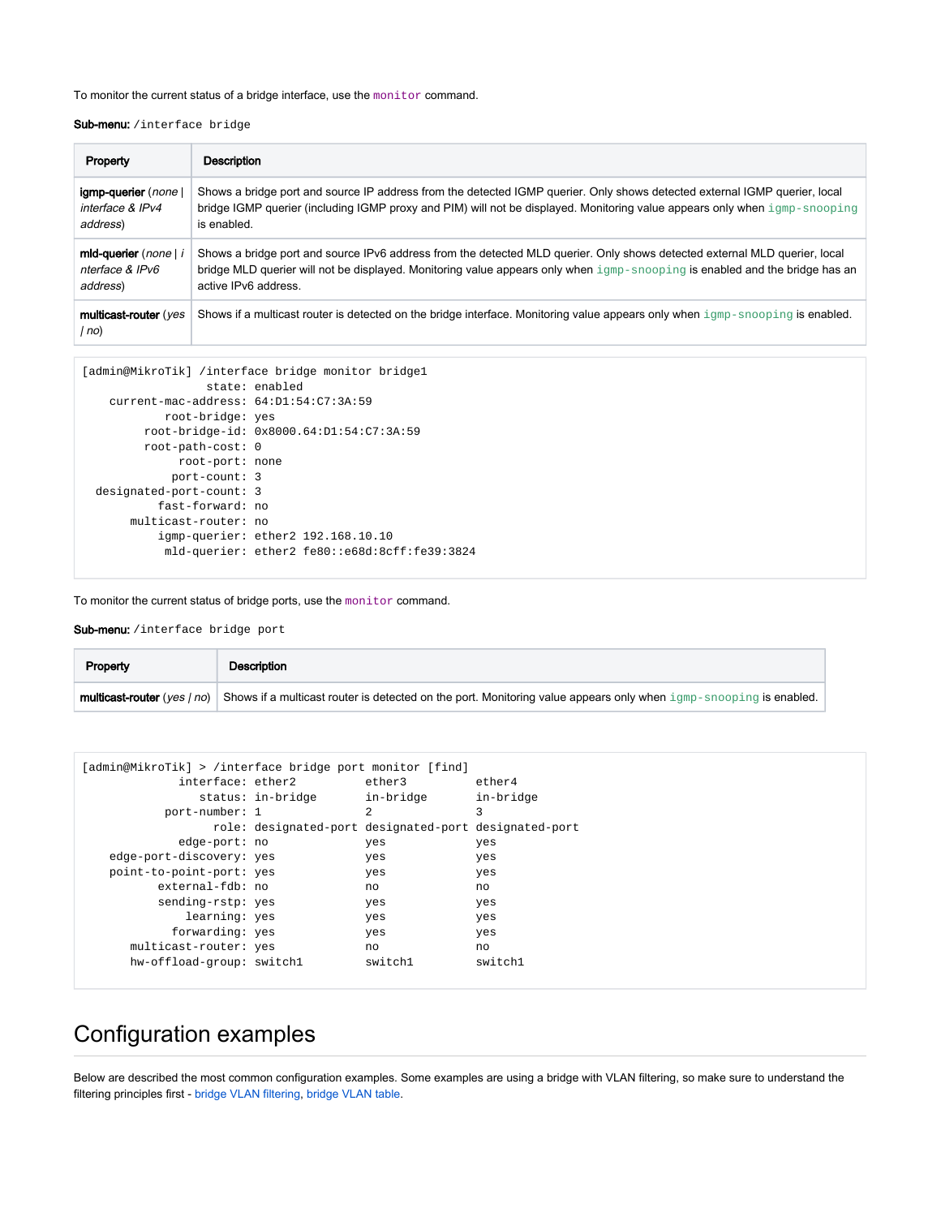To monitor the current status of a bridge interface, use the `monitor` command.

**Sub-menu:** `/interface bridge`

| Property | Description |
| --- | --- |
| **igmp-querier** (*none \| interface & IPv4 address*) | Shows a bridge port and source IP address from the detected IGMP querier. Only shows detected external IGMP querier, local bridge IGMP querier (including IGMP proxy and PIM) will not be displayed. Monitoring value appears only when `igmp-snooping` is enabled. |
| **mld-querier** (*none \| interface & IPv6 address*) | Shows a bridge port and source IPv6 address from the detected MLD querier. Only shows detected external MLD querier, local bridge MLD querier will not be displayed. Monitoring value appears only when `igmp-snooping` is enabled and the bridge has an active IPv6 address. |
| **multicast-router** (*yes \| no*) | Shows if a multicast router is detected on the bridge interface. Monitoring value appears only when `igmp-snooping` is enabled. |

```
[admin@MikroTik] /interface bridge monitor bridge1
                  state: enabled
    current-mac-address: 64:D1:54:C7:3A:59
            root-bridge: yes
         root-bridge-id: 0x8000.64:D1:54:C7:3A:59
         root-path-cost: 0
              root-port: none
             port-count: 3
  designated-port-count: 3
           fast-forward: no
       multicast-router: no
           igmp-querier: ether2 192.168.10.10
            mld-querier: ether2 fe80::e68d:8cff:fe39:3824
```

To monitor the current status of bridge ports, use the `monitor` command.

**Sub-menu:** `/interface bridge port`

| Property | Description |
| --- | --- |
| **multicast-router** (*yes \| no*) | Shows if a multicast router is detected on the port. Monitoring value appears only when `igmp-snooping` is enabled. |

```
[admin@MikroTik] > /interface bridge port monitor [find]
              interface: ether2          ether3          ether4
                 status: in-bridge       in-bridge       in-bridge
            port-number: 1               2               3
                   role: designated-port designated-port designated-port
              edge-port: no              yes             yes
    edge-port-discovery: yes             yes             yes
    point-to-point-port: yes             yes             yes
           external-fdb: no              no              no
           sending-rstp: yes             yes             yes
               learning: yes             yes             yes
             forwarding: yes             yes             yes
       multicast-router: yes             no              no
       hw-offload-group: switch1         switch1         switch1
```

# Configuration examples

Below are described the most common configuration examples. Some examples are using a bridge with VLAN filtering, so make sure to understand the filtering principles first - bridge VLAN filtering, bridge VLAN table.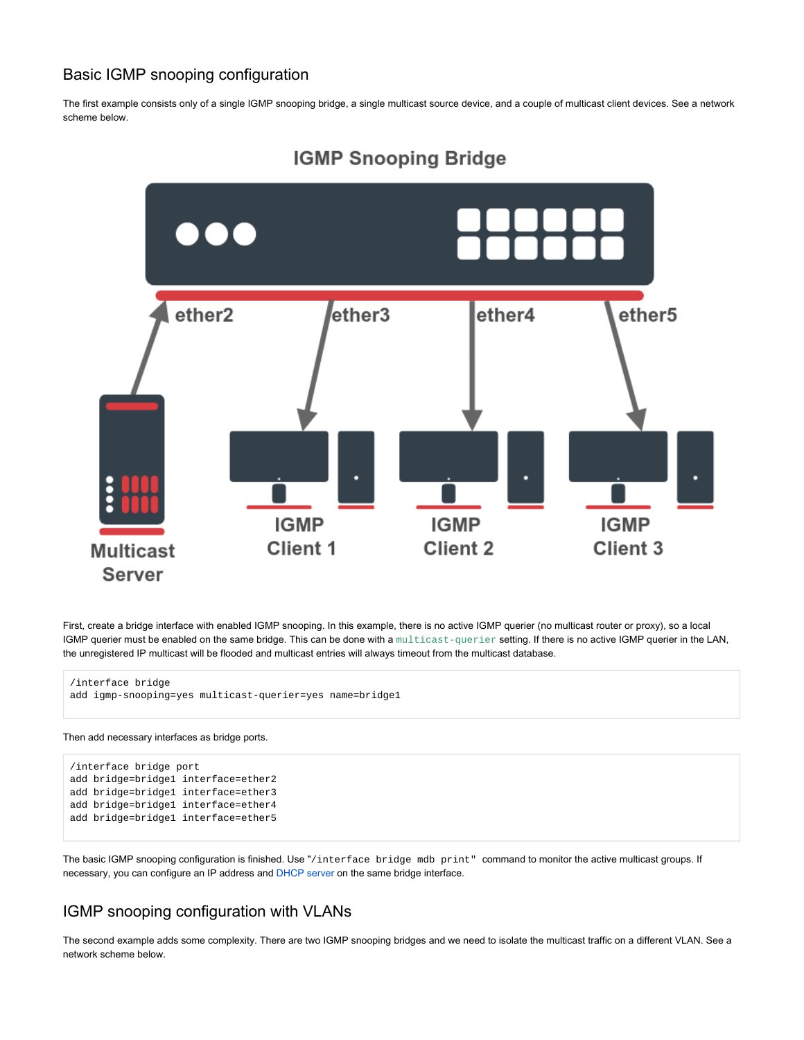## Basic IGMP snooping configuration

The first example consists only of a single IGMP snooping bridge, a single multicast source device, and a couple of multicast client devices. See a network scheme below.

First, create a bridge interface with enabled IGMP snooping. In this example, there is no active IGMP querier (no multicast router or proxy), so a local IGMP querier must be enabled on the same bridge. This can be done with a `multicast-querier` setting. If there is no active IGMP querier in the LAN, the unregistered IP multicast will be flooded and multicast entries will always timeout from the multicast database.

```
/interface bridge
add igmp-snooping=yes multicast-querier=yes name=bridge1
```

Then add necessary interfaces as bridge ports.

```
/interface bridge port
add bridge=bridge1 interface=ether2
add bridge=bridge1 interface=ether3
add bridge=bridge1 interface=ether4
add bridge=bridge1 interface=ether5
```

The basic IGMP snooping configuration is finished. Use "`/interface bridge mdb print`" command to monitor the active multicast groups. If necessary, you can configure an IP address and DHCP server on the same bridge interface.

## IGMP snooping configuration with VLANs

The second example adds some complexity. There are two IGMP snooping bridges and we need to isolate the multicast traffic on a different VLAN. See a network scheme below.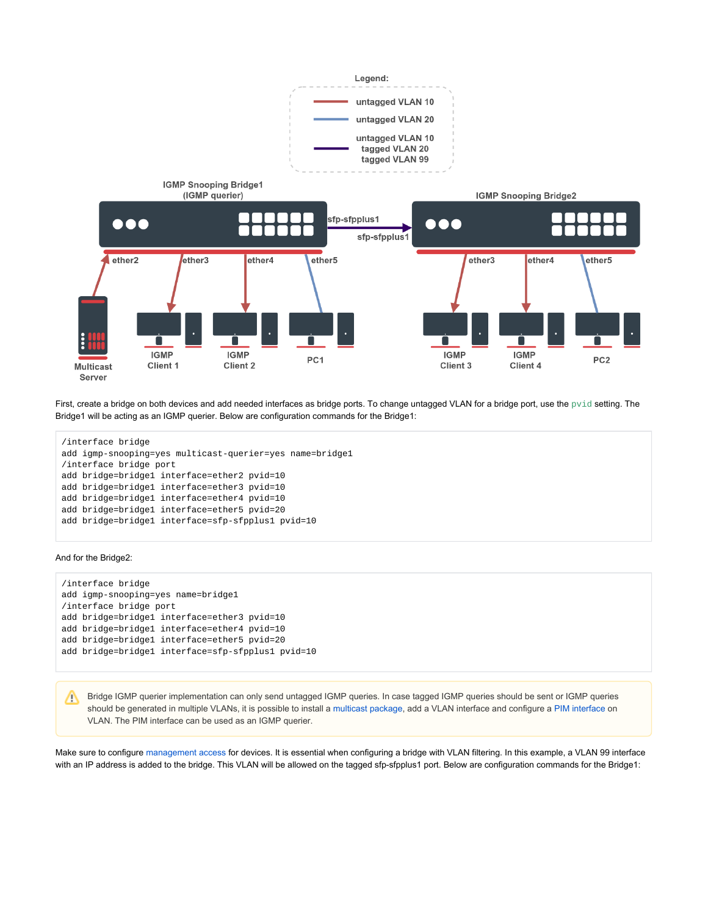Legend:

untagged VLAN 10

untagged VLAN 20

untagged VLAN 10
tagged VLAN 20
tagged VLAN 99

IGMP Snooping Bridge1 (IGMP querier)

IGMP Snooping Bridge2

sfp-sfpplus1

sfp-sfpplus1

ether2 ether3 ether4 ether5

ether3 ether4 ether5

Multicast Server

IGMP Client 1

IGMP Client 2

PC1

IGMP Client 3

IGMP Client 4

PC2

First, create a bridge on both devices and add needed interfaces as bridge ports. To change untagged VLAN for a bridge port, use the `pvid` setting. The Bridge1 will be acting as an IGMP querier. Below are configuration commands for the Bridge1:

```
/interface bridge
add igmp-snooping=yes multicast-querier=yes name=bridge1
/interface bridge port
add bridge=bridge1 interface=ether2 pvid=10
add bridge=bridge1 interface=ether3 pvid=10
add bridge=bridge1 interface=ether4 pvid=10
add bridge=bridge1 interface=ether5 pvid=20
add bridge=bridge1 interface=sfp-sfpplus1 pvid=10
```

And for the Bridge2:

```
/interface bridge
add igmp-snooping=yes name=bridge1
/interface bridge port
add bridge=bridge1 interface=ether3 pvid=10
add bridge=bridge1 interface=ether4 pvid=10
add bridge=bridge1 interface=ether5 pvid=20
add bridge=bridge1 interface=sfp-sfpplus1 pvid=10
```

Bridge IGMP querier implementation can only send untagged IGMP queries. In case tagged IGMP queries should be sent or IGMP queries should be generated in multiple VLANs, it is possible to install a multicast package, add a VLAN interface and configure a PIM interface on VLAN. The PIM interface can be used as an IGMP querier.

Make sure to configure management access for devices. It is essential when configuring a bridge with VLAN filtering. In this example, a VLAN 99 interface with an IP address is added to the bridge. This VLAN will be allowed on the tagged sfp-sfpplus1 port. Below are configuration commands for the Bridge1: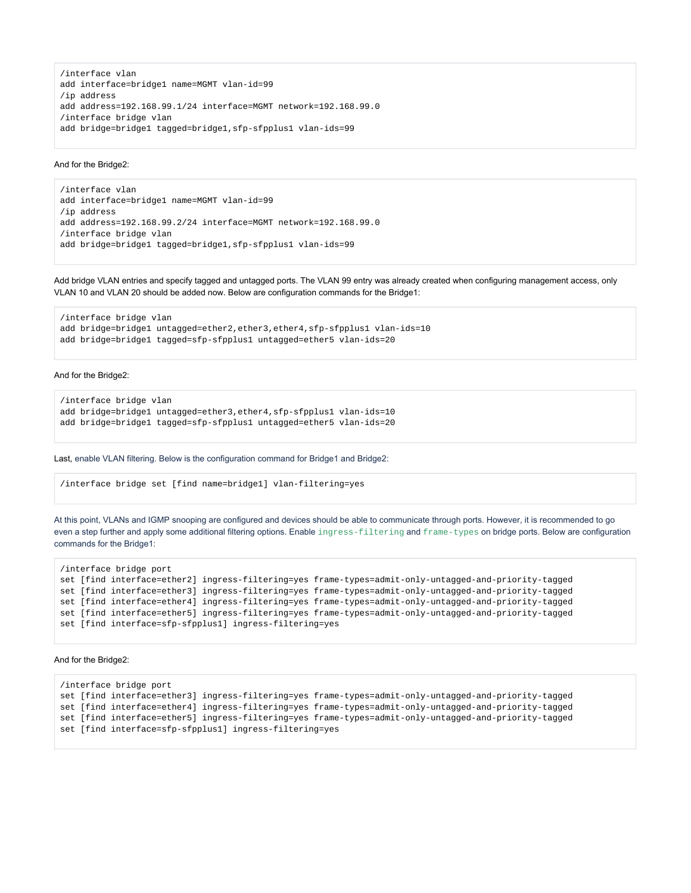```
/interface vlan
add interface=bridge1 name=MGMT vlan-id=99
/ip address
add address=192.168.99.1/24 interface=MGMT network=192.168.99.0
/interface bridge vlan
add bridge=bridge1 tagged=bridge1,sfp-sfpplus1 vlan-ids=99
```

And for the Bridge2:

```
/interface vlan
add interface=bridge1 name=MGMT vlan-id=99
/ip address
add address=192.168.99.2/24 interface=MGMT network=192.168.99.0
/interface bridge vlan
add bridge=bridge1 tagged=bridge1,sfp-sfpplus1 vlan-ids=99
```

Add bridge VLAN entries and specify tagged and untagged ports. The VLAN 99 entry was already created when configuring management access, only VLAN 10 and VLAN 20 should be added now. Below are configuration commands for the Bridge1:

```
/interface bridge vlan
add bridge=bridge1 untagged=ether2,ether3,ether4,sfp-sfpplus1 vlan-ids=10
add bridge=bridge1 tagged=sfp-sfpplus1 untagged=ether5 vlan-ids=20
```

And for the Bridge2:

```
/interface bridge vlan
add bridge=bridge1 untagged=ether3,ether4,sfp-sfpplus1 vlan-ids=10
add bridge=bridge1 tagged=sfp-sfpplus1 untagged=ether5 vlan-ids=20
```

Last, enable VLAN filtering. Below is the configuration command for Bridge1 and Bridge2:

```
/interface bridge set [find name=bridge1] vlan-filtering=yes
```

At this point, VLANs and IGMP snooping are configured and devices should be able to communicate through ports. However, it is recommended to go even a step further and apply some additional filtering options. Enable `ingress-filtering` and `frame-types` on bridge ports. Below are configuration commands for the Bridge1:

```
/interface bridge port
set [find interface=ether2] ingress-filtering=yes frame-types=admit-only-untagged-and-priority-tagged
set [find interface=ether3] ingress-filtering=yes frame-types=admit-only-untagged-and-priority-tagged
set [find interface=ether4] ingress-filtering=yes frame-types=admit-only-untagged-and-priority-tagged
set [find interface=ether5] ingress-filtering=yes frame-types=admit-only-untagged-and-priority-tagged
set [find interface=sfp-sfpplus1] ingress-filtering=yes
```

And for the Bridge2:

```
/interface bridge port
set [find interface=ether3] ingress-filtering=yes frame-types=admit-only-untagged-and-priority-tagged
set [find interface=ether4] ingress-filtering=yes frame-types=admit-only-untagged-and-priority-tagged
set [find interface=ether5] ingress-filtering=yes frame-types=admit-only-untagged-and-priority-tagged
set [find interface=sfp-sfpplus1] ingress-filtering=yes
```